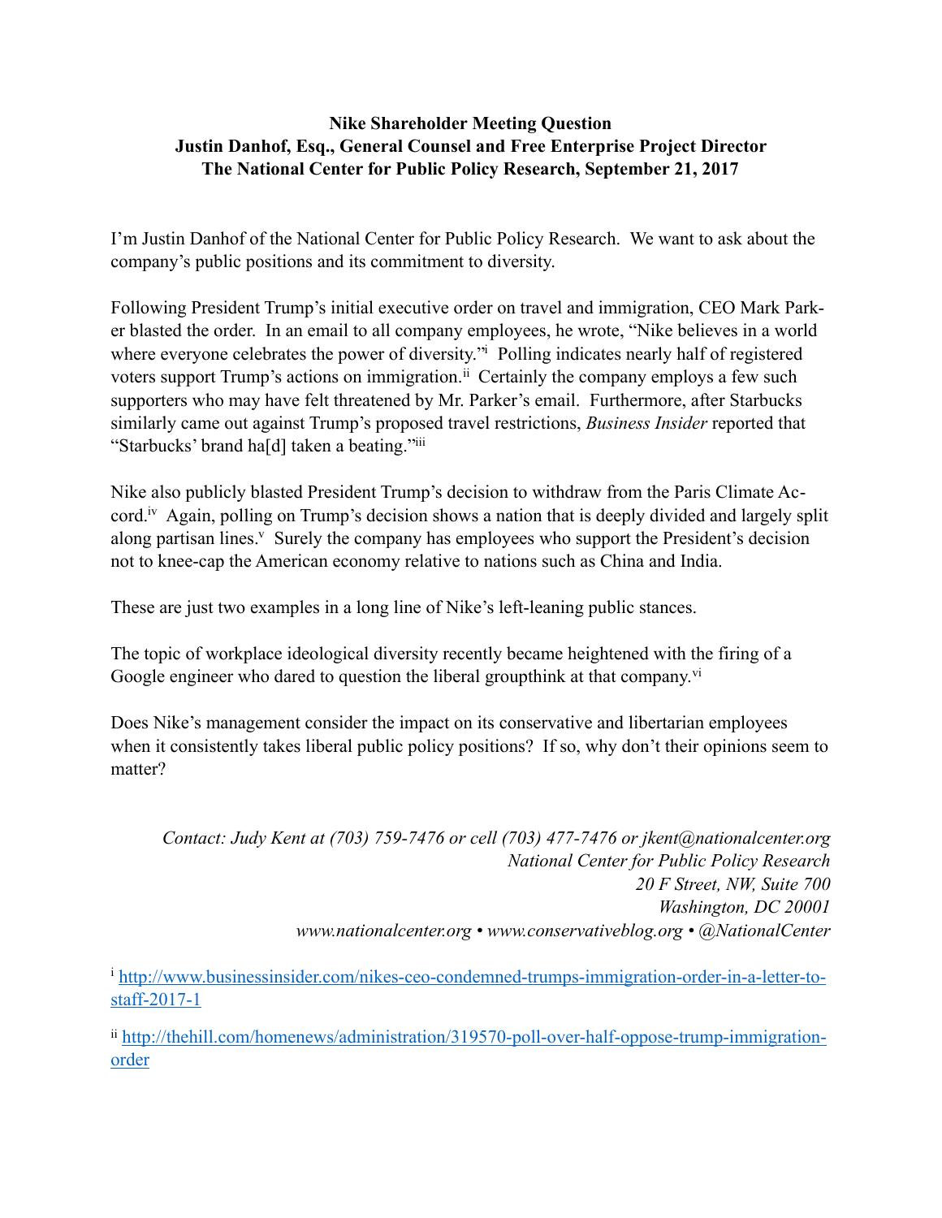**Nike Shareholder Meeting Question**
**Justin Danhof, Esq., General Counsel and Free Enterprise Project Director**
**The National Center for Public Policy Research, September 21, 2017**

I'm Justin Danhof of the National Center for Public Policy Research. We want to ask about the company's public positions and its commitment to diversity.

Following President Trump's initial executive order on travel and immigration, CEO Mark Parker blasted the order. In an email to all company employees, he wrote, "Nike believes in a world where everyone celebrates the power of diversity."[i] Polling indicates nearly half of registered voters support Trump's actions on immigration.[ii] Certainly the company employs a few such supporters who may have felt threatened by Mr. Parker's email. Furthermore, after Starbucks similarly came out against Trump's proposed travel restrictions, *Business Insider* reported that "Starbucks' brand ha[d] taken a beating."[iii]

Nike also publicly blasted President Trump's decision to withdraw from the Paris Climate Accord.[iv] Again, polling on Trump's decision shows a nation that is deeply divided and largely split along partisan lines.[v] Surely the company has employees who support the President's decision not to knee-cap the American economy relative to nations such as China and India.

These are just two examples in a long line of Nike's left-leaning public stances.

The topic of workplace ideological diversity recently became heightened with the firing of a Google engineer who dared to question the liberal groupthink at that company.[vi]

Does Nike's management consider the impact on its conservative and libertarian employees when it consistently takes liberal public policy positions? If so, why don't their opinions seem to matter?

*Contact: Judy Kent at (703) 759-7476 or cell (703) 477-7476 or jkent@nationalcenter.org*
*National Center for Public Policy Research*
*20 F Street, NW, Suite 700*
*Washington, DC 20001*
*www.nationalcenter.org • www.conservativeblog.org • @NationalCenter*

[i] http://www.businessinsider.com/nikes-ceo-condemned-trumps-immigration-order-in-a-letter-to-staff-2017-1

[ii] http://thehill.com/homenews/administration/319570-poll-over-half-oppose-trump-immigration-order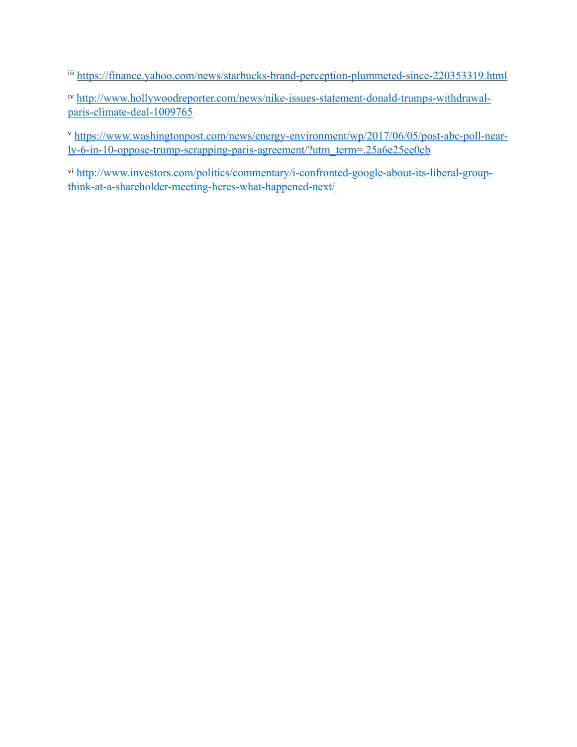[iii] https://finance.yahoo.com/news/starbucks-brand-perception-plummeted-since-220353319.html

[iv] http://www.hollywoodreporter.com/news/nike-issues-statement-donald-trumps-withdrawal-paris-climate-deal-1009765

[v] https://www.washingtonpost.com/news/energy-environment/wp/2017/06/05/post-abc-poll-nearly-6-in-10-oppose-trump-scrapping-paris-agreement/?utm_term=.25a6e25ee0cb

[vi] http://www.investors.com/politics/commentary/i-confronted-google-about-its-liberal-group-think-at-a-shareholder-meeting-heres-what-happened-next/